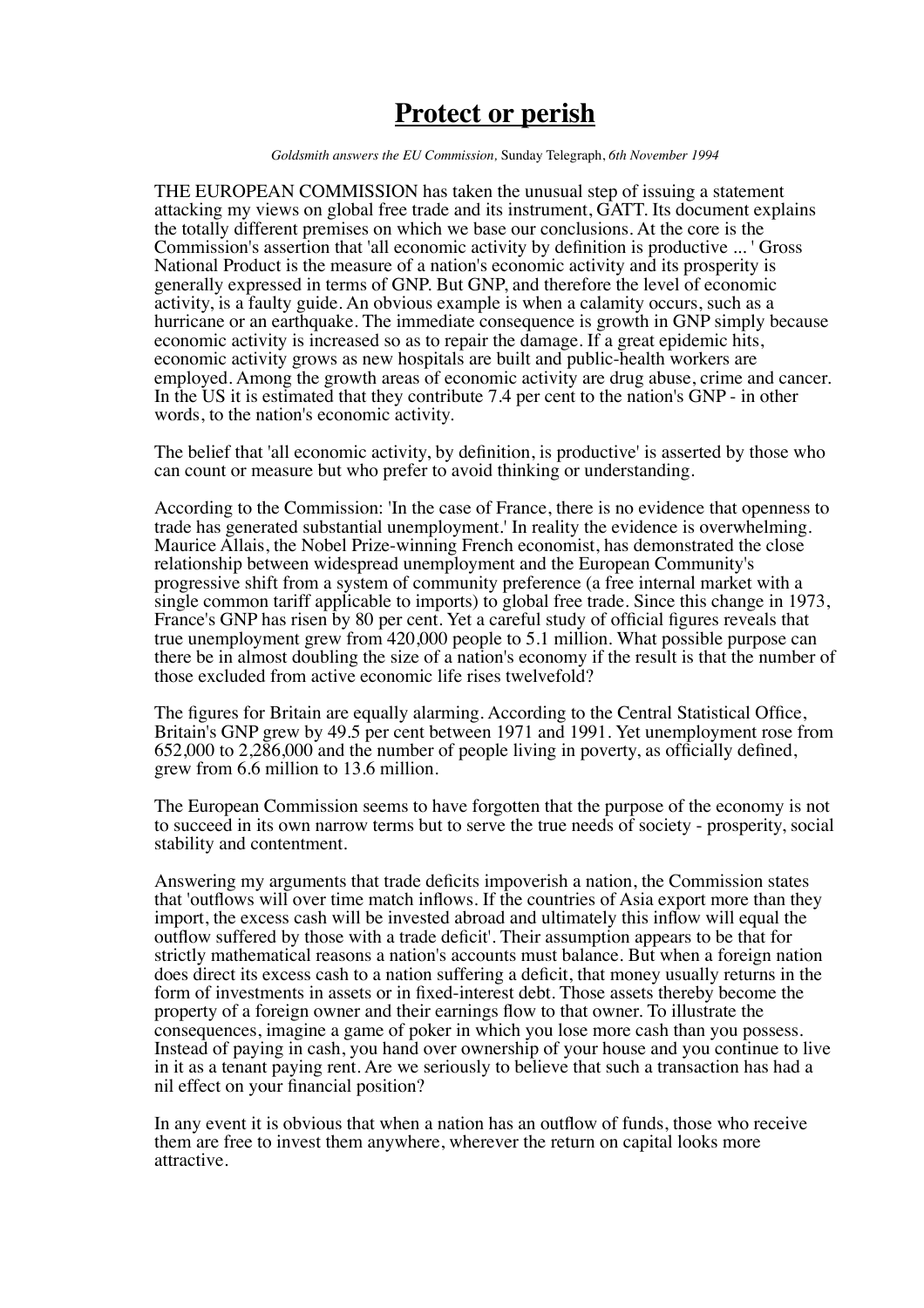# Protect or perish

*Goldsmith answers the EU Commission,* Sunday Telegraph, *6th November 1994*

THE EUROPEAN COMMISSION has taken the unusual step of issuing a statement attacking my views on global free trade and its instrument, GATT. Its document explains the totally different premises on which we base our conclusions. At the core is the Commission's assertion that 'all economic activity by definition is productive ... ' Gross National Product is the measure of a nation's economic activity and its prosperity is generally expressed in terms of GNP. But GNP, and therefore the level of economic activity, is a faulty guide. An obvious example is when a calamity occurs, such as a hurricane or an earthquake. The immediate consequence is growth in GNP simply because economic activity is increased so as to repair the damage. If a great epidemic hits, economic activity grows as new hospitals are built and public-health workers are employed. Among the growth areas of economic activity are drug abuse, crime and cancer. In the US it is estimated that they contribute 7.4 per cent to the nation's GNP - in other words, to the nation's economic activity.

The belief that 'all economic activity, by definition, is productive' is asserted by those who can count or measure but who prefer to avoid thinking or understanding.

According to the Commission: 'In the case of France, there is no evidence that openness to trade has generated substantial unemployment.' In reality the evidence is overwhelming. Maurice Allais, the Nobel Prize-winning French economist, has demonstrated the close relationship between widespread unemployment and the European Community's progressive shift from a system of community preference (a free internal market with a single common tariff applicable to imports) to global free trade. Since this change in 1973, France's GNP has risen by 80 per cent. Yet a careful study of official figures reveals that true unemployment grew from 420,000 people to 5.1 million. What possible purpose can there be in almost doubling the size of a nation's economy if the result is that the number of those excluded from active economic life rises twelvefold?

The figures for Britain are equally alarming. According to the Central Statistical Office, Britain's GNP grew by 49.5 per cent between 1971 and 1991. Yet unemployment rose from 652,000 to 2,286,000 and the number of people living in poverty, as officially defined, grew from 6.6 million to 13.6 million.

The European Commission seems to have forgotten that the purpose of the economy is not to succeed in its own narrow terms but to serve the true needs of society - prosperity, social stability and contentment.

Answering my arguments that trade deficits impoverish a nation, the Commission states that 'outflows will over time match inflows. If the countries of Asia export more than they import, the excess cash will be invested abroad and ultimately this inflow will equal the outflow suffered by those with a trade deficit'. Their assumption appears to be that for strictly mathematical reasons a nation's accounts must balance. But when a foreign nation does direct its excess cash to a nation suffering a deficit, that money usually returns in the form of investments in assets or in fixed-interest debt. Those assets thereby become the property of a foreign owner and their earnings flow to that owner. To illustrate the consequences, imagine a game of poker in which you lose more cash than you possess. Instead of paying in cash, you hand over ownership of your house and you continue to live in it as a tenant paying rent. Are we seriously to believe that such a transaction has had a nil effect on your financial position?

In any event it is obvious that when a nation has an outflow of funds, those who receive them are free to invest them anywhere, wherever the return on capital looks more attractive.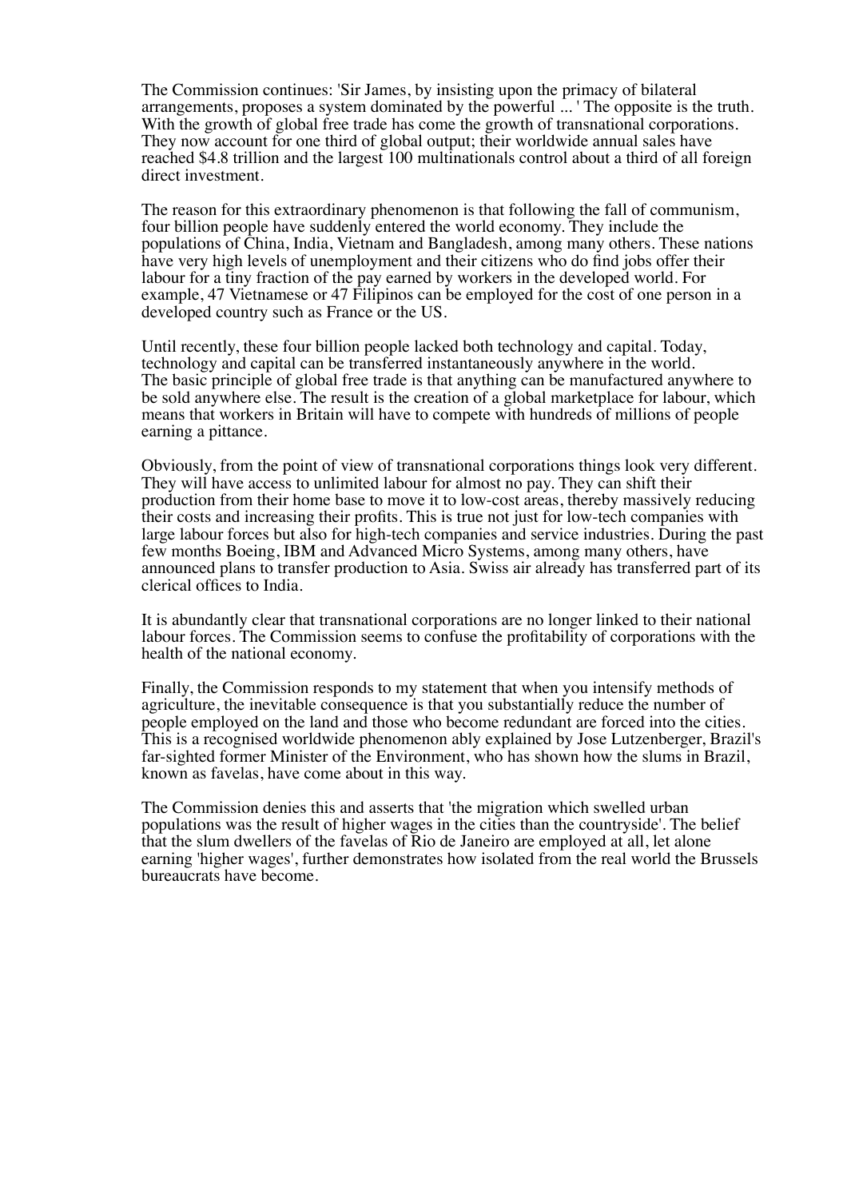The Commission continues: 'Sir James, by insisting upon the primacy of bilateral arrangements, proposes a system dominated by the powerful ... ' The opposite is the truth. With the growth of global free trade has come the growth of transnational corporations. They now account for one third of global output; their worldwide annual sales have reached $4.8 trillion and the largest 100 multinationals control about a third of all foreign direct investment.

The reason for this extraordinary phenomenon is that following the fall of communism, four billion people have suddenly entered the world economy. They include the populations of China, India, Vietnam and Bangladesh, among many others. These nations have very high levels of unemployment and their citizens who do find jobs offer their labour for a tiny fraction of the pay earned by workers in the developed world. For example, 47 Vietnamese or 47 Filipinos can be employed for the cost of one person in a developed country such as France or the US.

Until recently, these four billion people lacked both technology and capital. Today, technology and capital can be transferred instantaneously anywhere in the world. The basic principle of global free trade is that anything can be manufactured anywhere to be sold anywhere else. The result is the creation of a global marketplace for labour, which means that workers in Britain will have to compete with hundreds of millions of people earning a pittance.

Obviously, from the point of view of transnational corporations things look very different. They will have access to unlimited labour for almost no pay. They can shift their production from their home base to move it to low-cost areas, thereby massively reducing their costs and increasing their profits. This is true not just for low-tech companies with large labour forces but also for high-tech companies and service industries. During the past few months Boeing, IBM and Advanced Micro Systems, among many others, have announced plans to transfer production to Asia. Swiss air already has transferred part of its clerical offices to India.

It is abundantly clear that transnational corporations are no longer linked to their national labour forces. The Commission seems to confuse the profitability of corporations with the health of the national economy.

Finally, the Commission responds to my statement that when you intensify methods of agriculture, the inevitable consequence is that you substantially reduce the number of people employed on the land and those who become redundant are forced into the cities. This is a recognised worldwide phenomenon ably explained by Jose Lutzenberger, Brazil's far-sighted former Minister of the Environment, who has shown how the slums in Brazil, known as favelas, have come about in this way.

The Commission denies this and asserts that 'the migration which swelled urban populations was the result of higher wages in the cities than the countryside'. The belief that the slum dwellers of the favelas of Rio de Janeiro are employed at all, let alone earning 'higher wages', further demonstrates how isolated from the real world the Brussels bureaucrats have become.